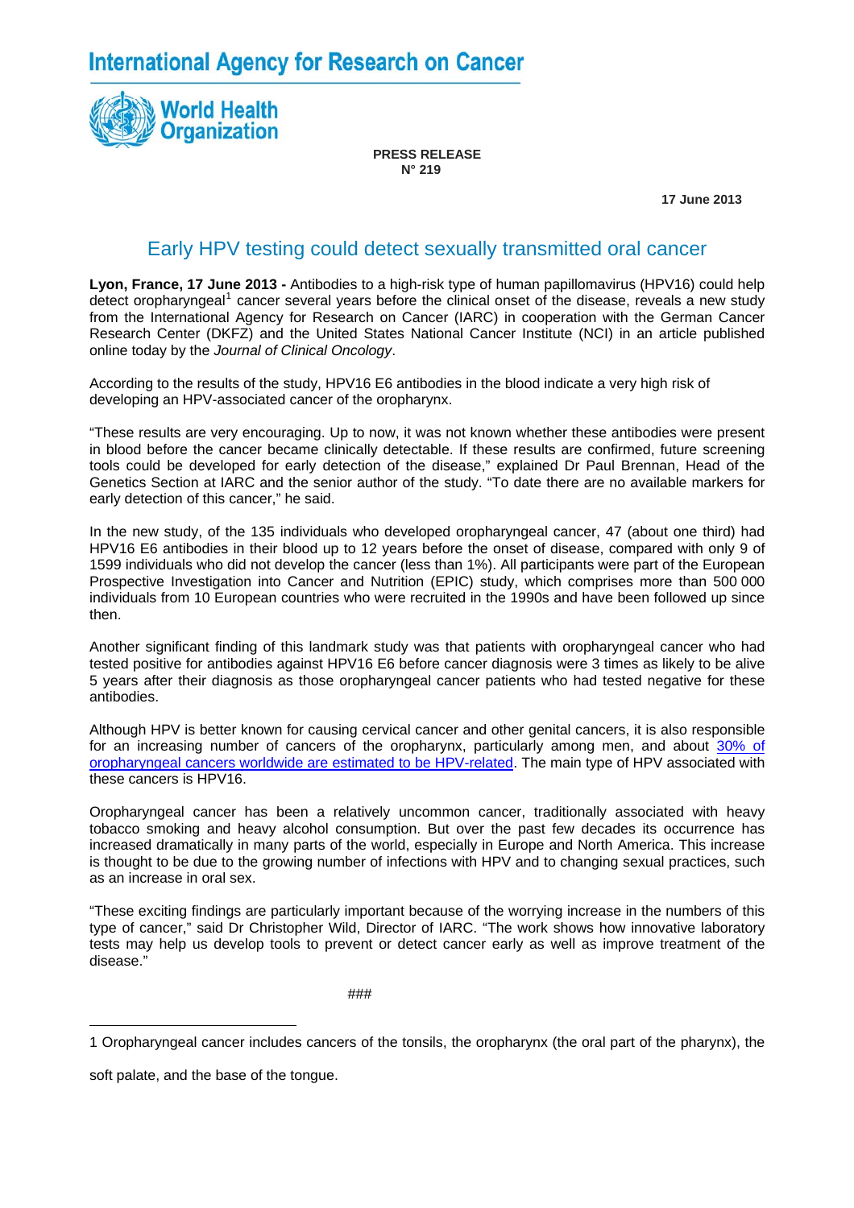International Agency for Research on Cancer

World Health Organization

**PRESS RELEASE**
**N° 219**

**17 June 2013**

# Early HPV testing could detect sexually transmitted oral cancer

**Lyon, France, 17 June 2013 -** Antibodies to a high-risk type of human papillomavirus (HPV16) could help detect oropharyngeal[1] cancer several years before the clinical onset of the disease, reveals a new study from the International Agency for Research on Cancer (IARC) in cooperation with the German Cancer Research Center (DKFZ) and the United States National Cancer Institute (NCI) in an article published online today by the *Journal of Clinical Oncology*.

According to the results of the study, HPV16 E6 antibodies in the blood indicate a very high risk of developing an HPV-associated cancer of the oropharynx.

"These results are very encouraging. Up to now, it was not known whether these antibodies were present in blood before the cancer became clinically detectable. If these results are confirmed, future screening tools could be developed for early detection of the disease," explained Dr Paul Brennan, Head of the Genetics Section at IARC and the senior author of the study. "To date there are no available markers for early detection of this cancer," he said.

In the new study, of the 135 individuals who developed oropharyngeal cancer, 47 (about one third) had HPV16 E6 antibodies in their blood up to 12 years before the onset of disease, compared with only 9 of 1599 individuals who did not develop the cancer (less than 1%). All participants were part of the European Prospective Investigation into Cancer and Nutrition (EPIC) study, which comprises more than 500 000 individuals from 10 European countries who were recruited in the 1990s and have been followed up since then.

Another significant finding of this landmark study was that patients with oropharyngeal cancer who had tested positive for antibodies against HPV16 E6 before cancer diagnosis were 3 times as likely to be alive 5 years after their diagnosis as those oropharyngeal cancer patients who had tested negative for these antibodies.

Although HPV is better known for causing cervical cancer and other genital cancers, it is also responsible for an increasing number of cancers of the oropharynx, particularly among men, and about 30% of oropharyngeal cancers worldwide are estimated to be HPV-related. The main type of HPV associated with these cancers is HPV16.

Oropharyngeal cancer has been a relatively uncommon cancer, traditionally associated with heavy tobacco smoking and heavy alcohol consumption. But over the past few decades its occurrence has increased dramatically in many parts of the world, especially in Europe and North America. This increase is thought to be due to the growing number of infections with HPV and to changing sexual practices, such as an increase in oral sex.

"These exciting findings are particularly important because of the worrying increase in the numbers of this type of cancer," said Dr Christopher Wild, Director of IARC. "The work shows how innovative laboratory tests may help us develop tools to prevent or detect cancer early as well as improve treatment of the disease."

###

1 Oropharyngeal cancer includes cancers of the tonsils, the oropharynx (the oral part of the pharynx), the soft palate, and the base of the tongue.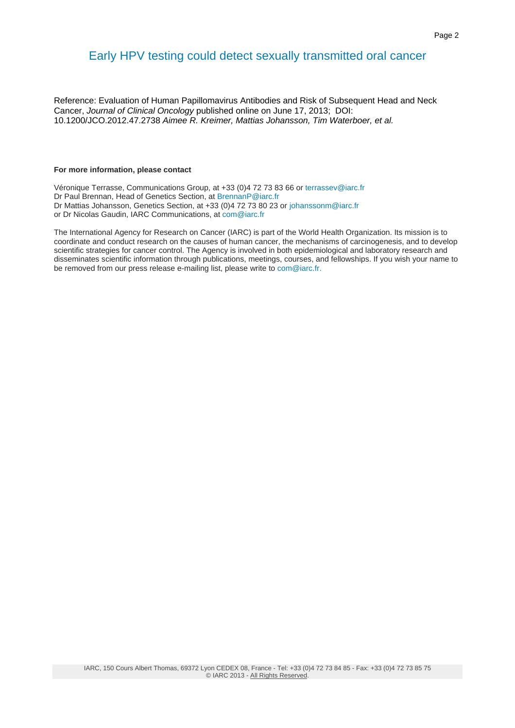## Early HPV testing could detect sexually transmitted oral cancer

Reference: Evaluation of Human Papillomavirus Antibodies and Risk of Subsequent Head and Neck Cancer, *Journal of Clinical Oncology* published online on June 17, 2013; DOI: 10.1200/JCO.2012.47.2738 *Aimee R. Kreimer, Mattias Johansson, Tim Waterboer, et al.*

**For more information, please contact**

Véronique Terrasse, Communications Group, at +33 (0)4 72 73 83 66 or terrassev@iarc.fr
Dr Paul Brennan, Head of Genetics Section, at BrennanP@iarc.fr
Dr Mattias Johansson, Genetics Section, at +33 (0)4 72 73 80 23 or johanssonm@iarc.fr
or Dr Nicolas Gaudin, IARC Communications, at com@iarc.fr

The International Agency for Research on Cancer (IARC) is part of the World Health Organization. Its mission is to coordinate and conduct research on the causes of human cancer, the mechanisms of carcinogenesis, and to develop scientific strategies for cancer control. The Agency is involved in both epidemiological and laboratory research and disseminates scientific information through publications, meetings, courses, and fellowships. If you wish your name to be removed from our press release e-mailing list, please write to com@iarc.fr.